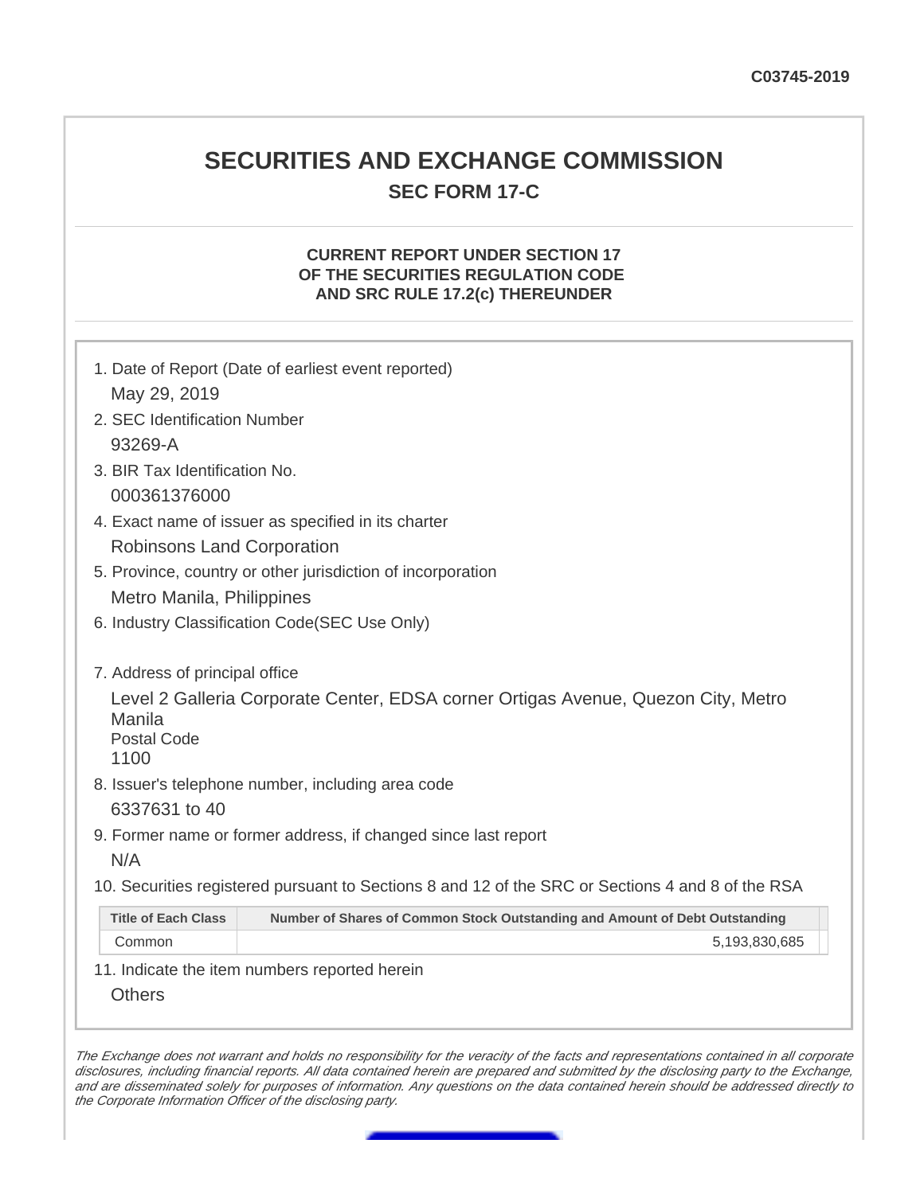C03745-2019

# SECURITIES AND EXCHANGE COMMISSION

## SEC FORM 17-C

### CURRENT REPORT UNDER SECTION 17 OF THE SECURITIES REGULATION CODE AND SRC RULE 17.2(c) THEREUNDER

1. Date of Report (Date of earliest event reported)

   May 29, 2019

2. SEC Identification Number

   93269-A

3. BIR Tax Identification No.

   000361376000

4. Exact name of issuer as specified in its charter

   Robinsons Land Corporation

5. Province, country or other jurisdiction of incorporation

   Metro Manila, Philippines

6. Industry Classification Code(SEC Use Only)

7. Address of principal office

   Level 2 Galleria Corporate Center, EDSA corner Ortigas Avenue, Quezon City, Metro Manila
   Postal Code
   1100

8. Issuer's telephone number, including area code

   6337631 to 40

9. Former name or former address, if changed since last report

   N/A

10. Securities registered pursuant to Sections 8 and 12 of the SRC or Sections 4 and 8 of the RSA

| Title of Each Class | Number of Shares of Common Stock Outstanding and Amount of Debt Outstanding |
|---|---|
| Common | 5,193,830,685 |

11. Indicate the item numbers reported herein

    Others

*The Exchange does not warrant and holds no responsibility for the veracity of the facts and representations contained in all corporate disclosures, including financial reports. All data contained herein are prepared and submitted by the disclosing party to the Exchange, and are disseminated solely for purposes of information. Any questions on the data contained herein should be addressed directly to the Corporate Information Officer of the disclosing party.*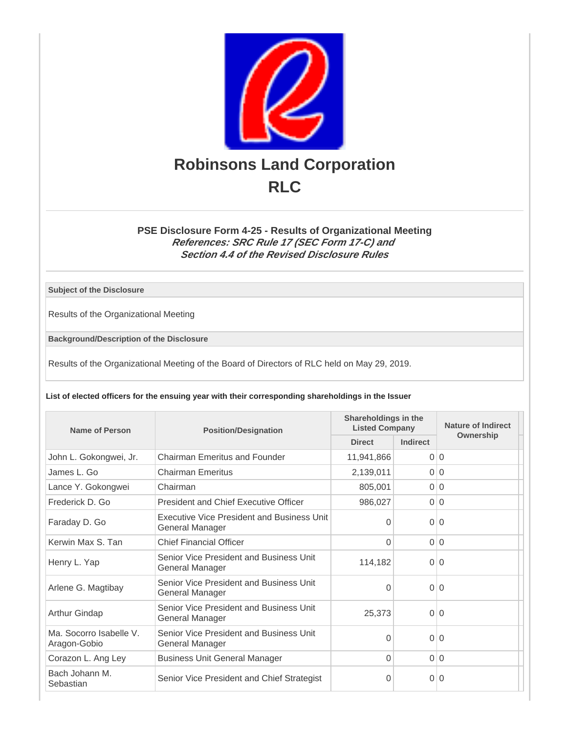# Robinsons Land Corporation
# RLC

### PSE Disclosure Form 4-25 - Results of Organizational Meeting
***References: SRC Rule 17 (SEC Form 17-C) and Section 4.4 of the Revised Disclosure Rules***

| Subject of the Disclosure |
| --- |
| Results of the Organizational Meeting |

| Background/Description of the Disclosure |
| --- |
| Results of the Organizational Meeting of the Board of Directors of RLC held on May 29, 2019. |

**List of elected officers for the ensuing year with their corresponding shareholdings in the Issuer**

| Name of Person | Position/Designation | Shareholdings in the Listed Company | | Nature of Indirect Ownership |
| --- | --- | --- | --- | --- |
| | | Direct | Indirect | |
| John L. Gokongwei, Jr. | Chairman Emeritus and Founder | 11,941,866 | 0 | 0 |
| James L. Go | Chairman Emeritus | 2,139,011 | 0 | 0 |
| Lance Y. Gokongwei | Chairman | 805,001 | 0 | 0 |
| Frederick D. Go | President and Chief Executive Officer | 986,027 | 0 | 0 |
| Faraday D. Go | Executive Vice President and Business Unit General Manager | 0 | 0 | 0 |
| Kerwin Max S. Tan | Chief Financial Officer | 0 | 0 | 0 |
| Henry L. Yap | Senior Vice President and Business Unit General Manager | 114,182 | 0 | 0 |
| Arlene G. Magtibay | Senior Vice President and Business Unit General Manager | 0 | 0 | 0 |
| Arthur Gindap | Senior Vice President and Business Unit General Manager | 25,373 | 0 | 0 |
| Ma. Socorro Isabelle V. Aragon-Gobio | Senior Vice President and Business Unit General Manager | 0 | 0 | 0 |
| Corazon L. Ang Ley | Business Unit General Manager | 0 | 0 | 0 |
| Bach Johann M. Sebastian | Senior Vice President and Chief Strategist | 0 | 0 | 0 |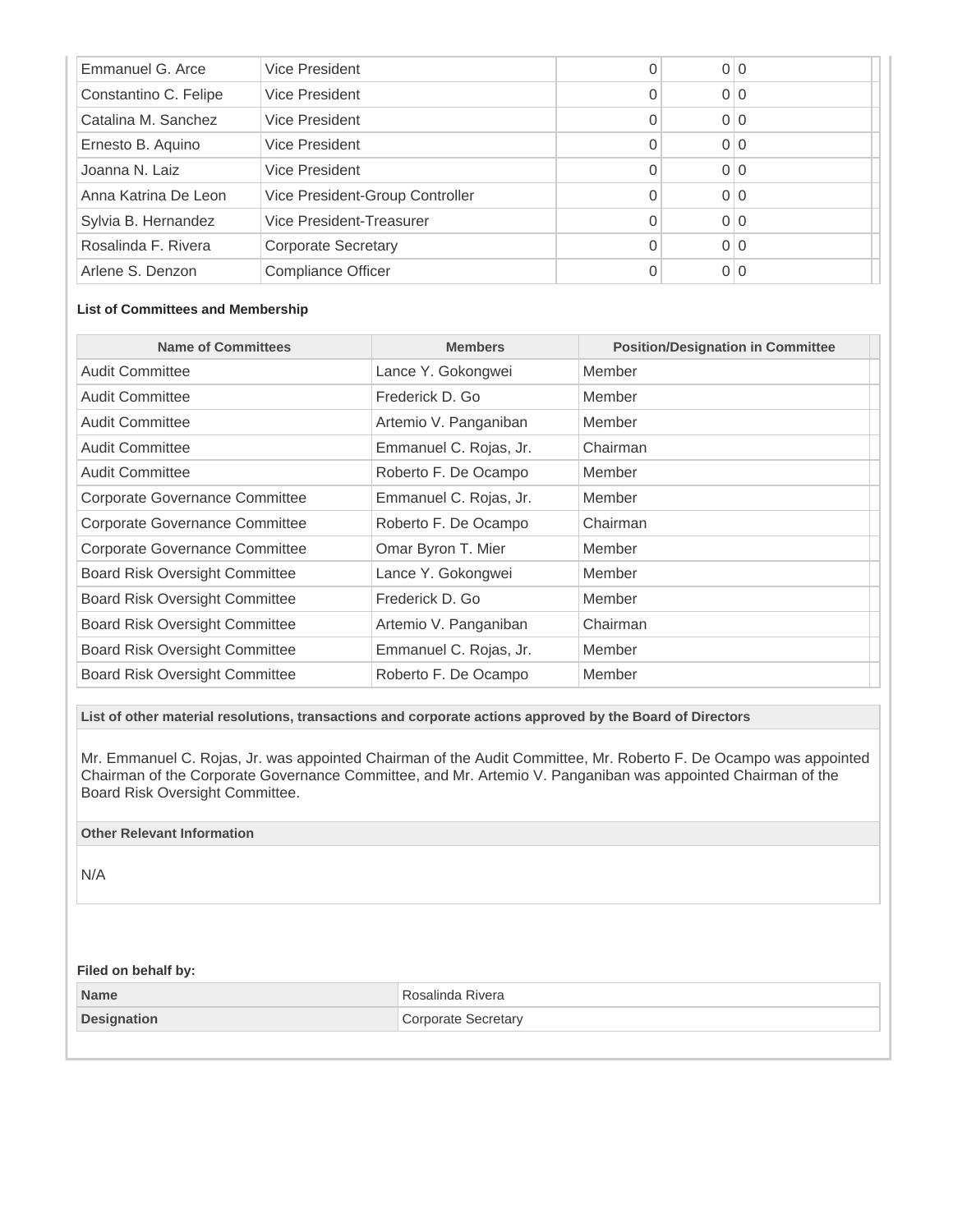| | | | | |
|---|---|---|---|---|
| Emmanuel G. Arce | Vice President | 0 | 0 | 0 |
| Constantino C. Felipe | Vice President | 0 | 0 | 0 |
| Catalina M. Sanchez | Vice President | 0 | 0 | 0 |
| Ernesto B. Aquino | Vice President | 0 | 0 | 0 |
| Joanna N. Laiz | Vice President | 0 | 0 | 0 |
| Anna Katrina De Leon | Vice President-Group Controller | 0 | 0 | 0 |
| Sylvia B. Hernandez | Vice President-Treasurer | 0 | 0 | 0 |
| Rosalinda F. Rivera | Corporate Secretary | 0 | 0 | 0 |
| Arlene S. Denzon | Compliance Officer | 0 | 0 | 0 |

**List of Committees and Membership**

| Name of Committees | Members | Position/Designation in Committee |
|---|---|---|
| Audit Committee | Lance Y. Gokongwei | Member |
| Audit Committee | Frederick D. Go | Member |
| Audit Committee | Artemio V. Panganiban | Member |
| Audit Committee | Emmanuel C. Rojas, Jr. | Chairman |
| Audit Committee | Roberto F. De Ocampo | Member |
| Corporate Governance Committee | Emmanuel C. Rojas, Jr. | Member |
| Corporate Governance Committee | Roberto F. De Ocampo | Chairman |
| Corporate Governance Committee | Omar Byron T. Mier | Member |
| Board Risk Oversight Committee | Lance Y. Gokongwei | Member |
| Board Risk Oversight Committee | Frederick D. Go | Member |
| Board Risk Oversight Committee | Artemio V. Panganiban | Chairman |
| Board Risk Oversight Committee | Emmanuel C. Rojas, Jr. | Member |
| Board Risk Oversight Committee | Roberto F. De Ocampo | Member |

**List of other material resolutions, transactions and corporate actions approved by the Board of Directors**

Mr. Emmanuel C. Rojas, Jr. was appointed Chairman of the Audit Committee, Mr. Roberto F. De Ocampo was appointed Chairman of the Corporate Governance Committee, and Mr. Artemio V. Panganiban was appointed Chairman of the Board Risk Oversight Committee.

**Other Relevant Information**

N/A

**Filed on behalf by:**

| | |
|---|---|
| **Name** | Rosalinda Rivera |
| **Designation** | Corporate Secretary |